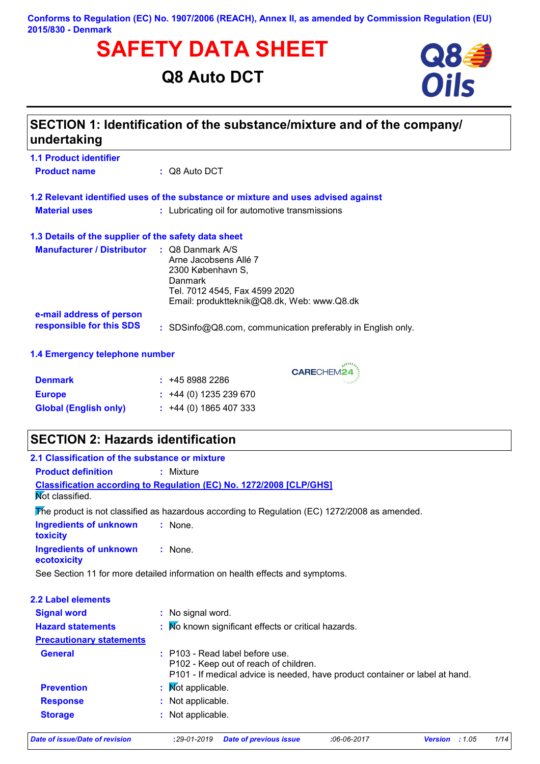Conforms to Regulation (EC) No. 1907/2006 (REACH), Annex II, as amended by Commission Regulation (EU) 2015/830 - Denmark

# SAFETY DATA SHEET

## Q8 Auto DCT

## SECTION 1: Identification of the substance/mixture and of the company/undertaking

### 1.1 Product identifier

**Product name** : Q8 Auto DCT

### 1.2 Relevant identified uses of the substance or mixture and uses advised against

**Material uses** : Lubricating oil for automotive transmissions

### 1.3 Details of the supplier of the safety data sheet

**Manufacturer / Distributor** : Q8 Danmark A/S
Arne Jacobsens Allé 7
2300 København S,
Danmark
Tel. 7012 4545, Fax 4599 2020
Email: produktteknik@Q8.dk, Web: www.Q8.dk

**e-mail address of person responsible for this SDS** : SDSinfo@Q8.com, communication preferably in English only.

### 1.4 Emergency telephone number

CARECHEM24

**Denmark** : +45 8988 2286
**Europe** : +44 (0) 1235 239 670
**Global (English only)** : +44 (0) 1865 407 333

## SECTION 2: Hazards identification

### 2.1 Classification of the substance or mixture

**Product definition** : Mixture

**Classification according to Regulation (EC) No. 1272/2008 [CLP/GHS]**

Not classified.

The product is not classified as hazardous according to Regulation (EC) 1272/2008 as amended.

**Ingredients of unknown toxicity** : None.

**Ingredients of unknown ecotoxicity** : None.

See Section 11 for more detailed information on health effects and symptoms.

### 2.2 Label elements

**Signal word** : No signal word.

**Hazard statements** : No known significant effects or critical hazards.

**Precautionary statements**

**General** : P103 - Read label before use.
P102 - Keep out of reach of children.
P101 - If medical advice is needed, have product container or label at hand.

**Prevention** : Not applicable.

**Response** : Not applicable.

**Storage** : Not applicable.

*Date of issue/Date of revision* : *29-01-2019* *Date of previous issue* : *06-06-2017* **Version** : *1.05*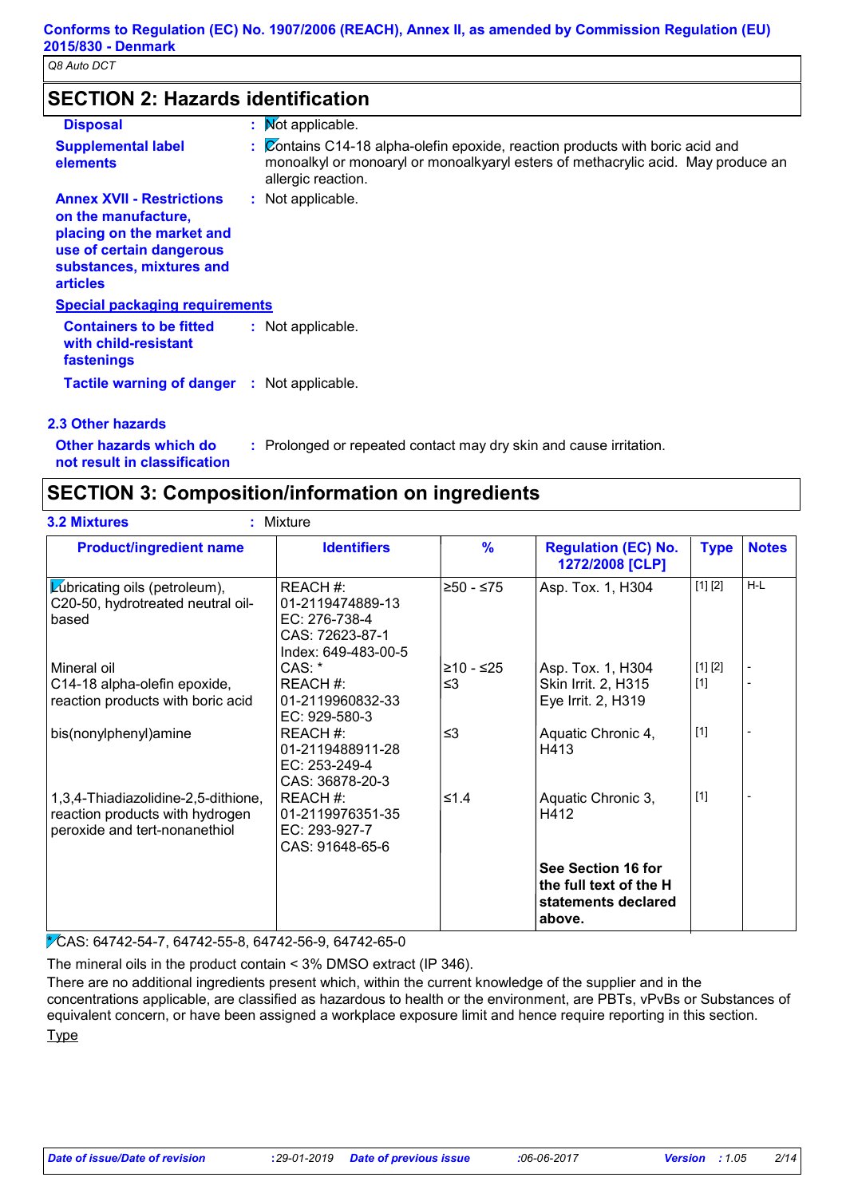## SECTION 2: Hazards identification

**Disposal** : Not applicable.

**Supplemental label elements** : Contains C14-18 alpha-olefin epoxide, reaction products with boric acid and monoalkyl or monoaryl or monoalkyaryl esters of methacrylic acid. May produce an allergic reaction.

**Annex XVII - Restrictions on the manufacture, placing on the market and use of certain dangerous substances, mixtures and articles** : Not applicable.

**Special packaging requirements**

**Containers to be fitted with child-resistant fastenings** : Not applicable.

**Tactile warning of danger** : Not applicable.

### 2.3 Other hazards

**Other hazards which do not result in classification** : Prolonged or repeated contact may dry skin and cause irritation.

## SECTION 3: Composition/information on ingredients

**3.2 Mixtures** : Mixture

| Product/ingredient name | Identifiers | % | Regulation (EC) No. 1272/2008 [CLP] | Type | Notes |
|---|---|---|---|---|---|
| Lubricating oils (petroleum), C20-50, hydrotreated neutral oil-based | REACH #: 01-2119474889-13<br>EC: 276-738-4<br>CAS: 72623-87-1<br>Index: 649-483-00-5 | ≥50 - ≤75 | Asp. Tox. 1, H304 | [1] [2] | H-L |
| Mineral oil | CAS: * | ≥10 - ≤25 | Asp. Tox. 1, H304 | [1] [2] | - |
| C14-18 alpha-olefin epoxide, reaction products with boric acid | REACH #: 01-2119960832-33<br>EC: 929-580-3 | ≤3 | Skin Irrit. 2, H315<br>Eye Irrit. 2, H319 | [1] | - |
| bis(nonylphenyl)amine | REACH #: 01-2119488911-28<br>EC: 253-249-4<br>CAS: 36878-20-3 | ≤3 | Aquatic Chronic 4, H413 | [1] | - |
| 1,3,4-Thiadiazolidine-2,5-dithione, reaction products with hydrogen peroxide and tert-nonanethiol | REACH #: 01-2119976351-35<br>EC: 293-927-7<br>CAS: 91648-65-6 | ≤1.4 | Aquatic Chronic 3, H412 | [1] | - |
| | | | **See Section 16 for the full text of the H statements declared above.** | | |

*CAS: 64742-54-7, 64742-55-8, 64742-56-9, 64742-65-0

The mineral oils in the product contain < 3% DMSO extract (IP 346).

There are no additional ingredients present which, within the current knowledge of the supplier and in the concentrations applicable, are classified as hazardous to health or the environment, are PBTs, vPvBs or Substances of equivalent concern, or have been assigned a workplace exposure limit and hence require reporting in this section.

Type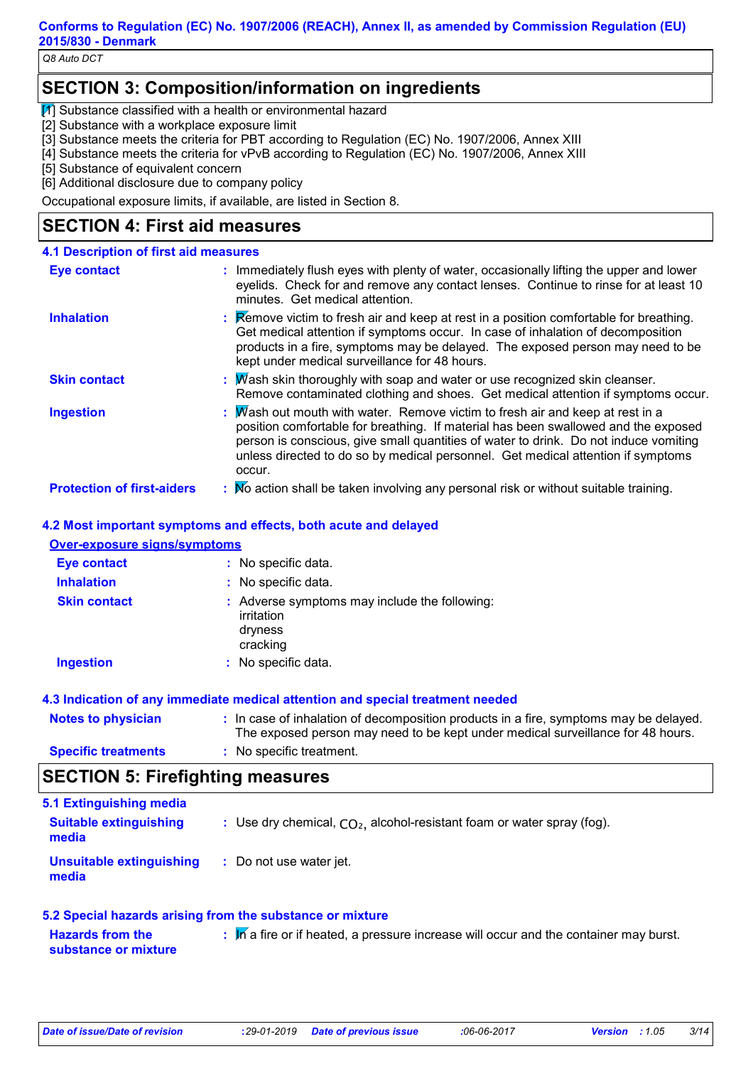## SECTION 3: Composition/information on ingredients

[1] Substance classified with a health or environmental hazard
[2] Substance with a workplace exposure limit
[3] Substance meets the criteria for PBT according to Regulation (EC) No. 1907/2006, Annex XIII
[4] Substance meets the criteria for vPvB according to Regulation (EC) No. 1907/2006, Annex XIII
[5] Substance of equivalent concern
[6] Additional disclosure due to company policy

Occupational exposure limits, if available, are listed in Section 8.

## SECTION 4: First aid measures

### 4.1 Description of first aid measures

**Eye contact** : Immediately flush eyes with plenty of water, occasionally lifting the upper and lower eyelids. Check for and remove any contact lenses. Continue to rinse for at least 10 minutes. Get medical attention.

**Inhalation** : Remove victim to fresh air and keep at rest in a position comfortable for breathing. Get medical attention if symptoms occur. In case of inhalation of decomposition products in a fire, symptoms may be delayed. The exposed person may need to be kept under medical surveillance for 48 hours.

**Skin contact** : Wash skin thoroughly with soap and water or use recognized skin cleanser. Remove contaminated clothing and shoes. Get medical attention if symptoms occur.

**Ingestion** : Wash out mouth with water. Remove victim to fresh air and keep at rest in a position comfortable for breathing. If material has been swallowed and the exposed person is conscious, give small quantities of water to drink. Do not induce vomiting unless directed to do so by medical personnel. Get medical attention if symptoms occur.

**Protection of first-aiders** : No action shall be taken involving any personal risk or without suitable training.

### 4.2 Most important symptoms and effects, both acute and delayed

**Over-exposure signs/symptoms**

**Eye contact** : No specific data.

**Inhalation** : No specific data.

**Skin contact** : Adverse symptoms may include the following:
irritation
dryness
cracking

**Ingestion** : No specific data.

### 4.3 Indication of any immediate medical attention and special treatment needed

**Notes to physician** : In case of inhalation of decomposition products in a fire, symptoms may be delayed. The exposed person may need to be kept under medical surveillance for 48 hours.

**Specific treatments** : No specific treatment.

## SECTION 5: Firefighting measures

### 5.1 Extinguishing media

**Suitable extinguishing media** : Use dry chemical, $CO_2$, alcohol-resistant foam or water spray (fog).

**Unsuitable extinguishing media** : Do not use water jet.

### 5.2 Special hazards arising from the substance or mixture

**Hazards from the substance or mixture** : In a fire or if heated, a pressure increase will occur and the container may burst.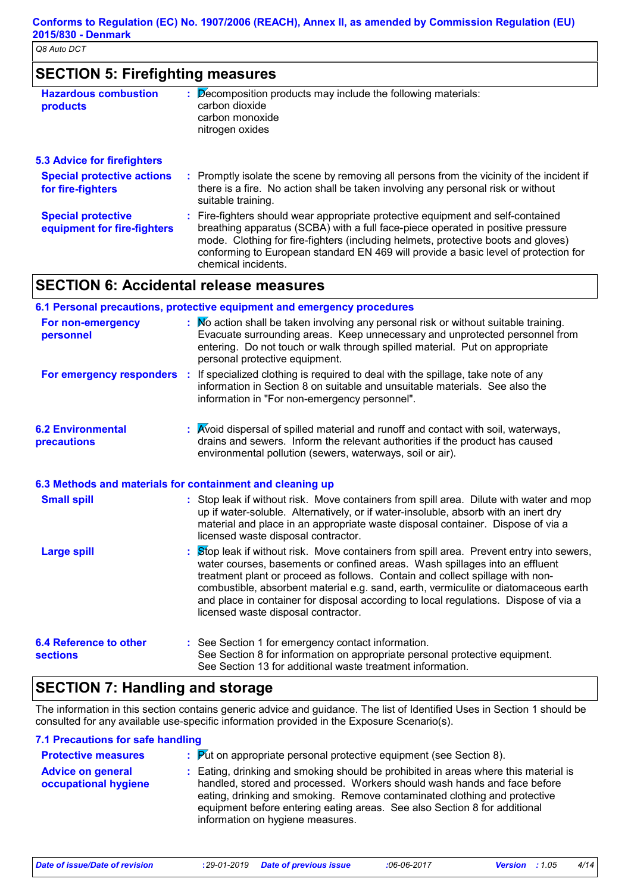## SECTION 5: Firefighting measures

**Hazardous combustion products** : Decomposition products may include the following materials:
carbon dioxide
carbon monoxide
nitrogen oxides

### 5.3 Advice for firefighters

**Special protective actions for fire-fighters** : Promptly isolate the scene by removing all persons from the vicinity of the incident if there is a fire. No action shall be taken involving any personal risk or without suitable training.

**Special protective equipment for fire-fighters** : Fire-fighters should wear appropriate protective equipment and self-contained breathing apparatus (SCBA) with a full face-piece operated in positive pressure mode. Clothing for fire-fighters (including helmets, protective boots and gloves) conforming to European standard EN 469 will provide a basic level of protection for chemical incidents.

## SECTION 6: Accidental release measures

### 6.1 Personal precautions, protective equipment and emergency procedures

**For non-emergency personnel** : No action shall be taken involving any personal risk or without suitable training. Evacuate surrounding areas. Keep unnecessary and unprotected personnel from entering. Do not touch or walk through spilled material. Put on appropriate personal protective equipment.

**For emergency responders** : If specialized clothing is required to deal with the spillage, take note of any information in Section 8 on suitable and unsuitable materials. See also the information in "For non-emergency personnel".

**6.2 Environmental precautions** : Avoid dispersal of spilled material and runoff and contact with soil, waterways, drains and sewers. Inform the relevant authorities if the product has caused environmental pollution (sewers, waterways, soil or air).

### 6.3 Methods and materials for containment and cleaning up

**Small spill** : Stop leak if without risk. Move containers from spill area. Dilute with water and mop up if water-soluble. Alternatively, or if water-insoluble, absorb with an inert dry material and place in an appropriate waste disposal container. Dispose of via a licensed waste disposal contractor.

**Large spill** : Stop leak if without risk. Move containers from spill area. Prevent entry into sewers, water courses, basements or confined areas. Wash spillages into an effluent treatment plant or proceed as follows. Contain and collect spillage with non-combustible, absorbent material e.g. sand, earth, vermiculite or diatomaceous earth and place in container for disposal according to local regulations. Dispose of via a licensed waste disposal contractor.

**6.4 Reference to other sections** : See Section 1 for emergency contact information.
See Section 8 for information on appropriate personal protective equipment.
See Section 13 for additional waste treatment information.

## SECTION 7: Handling and storage

The information in this section contains generic advice and guidance. The list of Identified Uses in Section 1 should be consulted for any available use-specific information provided in the Exposure Scenario(s).

### 7.1 Precautions for safe handling

**Protective measures** : Put on appropriate personal protective equipment (see Section 8).

**Advice on general occupational hygiene** : Eating, drinking and smoking should be prohibited in areas where this material is handled, stored and processed. Workers should wash hands and face before eating, drinking and smoking. Remove contaminated clothing and protective equipment before entering eating areas. See also Section 8 for additional information on hygiene measures.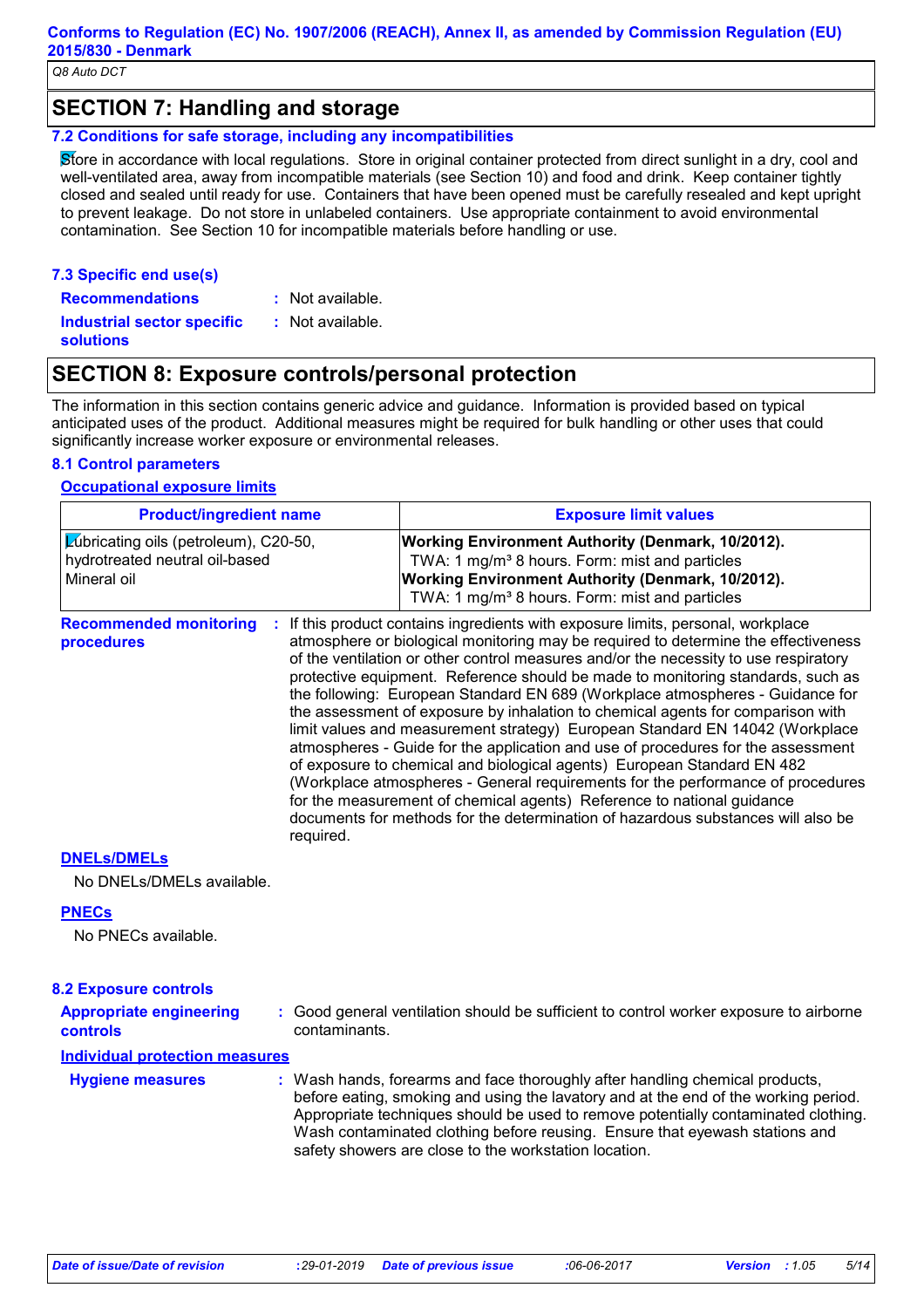## SECTION 7: Handling and storage

### 7.2 Conditions for safe storage, including any incompatibilities

Store in accordance with local regulations. Store in original container protected from direct sunlight in a dry, cool and well-ventilated area, away from incompatible materials (see Section 10) and food and drink. Keep container tightly closed and sealed until ready for use. Containers that have been opened must be carefully resealed and kept upright to prevent leakage. Do not store in unlabeled containers. Use appropriate containment to avoid environmental contamination. See Section 10 for incompatible materials before handling or use.

### 7.3 Specific end use(s)

**Recommendations** : Not available.

**Industrial sector specific solutions** : Not available.

## SECTION 8: Exposure controls/personal protection

The information in this section contains generic advice and guidance. Information is provided based on typical anticipated uses of the product. Additional measures might be required for bulk handling or other uses that could significantly increase worker exposure or environmental releases.

### 8.1 Control parameters

**Occupational exposure limits**

| Product/ingredient name | Exposure limit values |
|---|---|
| Lubricating oils (petroleum), C20-50, hydrotreated neutral oil-based | **Working Environment Authority (Denmark, 10/2012).** TWA: 1 mg/m³ 8 hours. Form: mist and particles |
| Mineral oil | **Working Environment Authority (Denmark, 10/2012).** TWA: 1 mg/m³ 8 hours. Form: mist and particles |

**Recommended monitoring procedures** : If this product contains ingredients with exposure limits, personal, workplace atmosphere or biological monitoring may be required to determine the effectiveness of the ventilation or other control measures and/or the necessity to use respiratory protective equipment. Reference should be made to monitoring standards, such as the following: European Standard EN 689 (Workplace atmospheres - Guidance for the assessment of exposure by inhalation to chemical agents for comparison with limit values and measurement strategy) European Standard EN 14042 (Workplace atmospheres - Guide for the application and use of procedures for the assessment of exposure to chemical and biological agents) European Standard EN 482 (Workplace atmospheres - General requirements for the performance of procedures for the measurement of chemical agents) Reference to national guidance documents for methods for the determination of hazardous substances will also be required.

**DNELs/DMELs**

No DNELs/DMELs available.

**PNECs**

No PNECs available.

### 8.2 Exposure controls

**Appropriate engineering controls** : Good general ventilation should be sufficient to control worker exposure to airborne contaminants.

**Individual protection measures**

**Hygiene measures** : Wash hands, forearms and face thoroughly after handling chemical products, before eating, smoking and using the lavatory and at the end of the working period. Appropriate techniques should be used to remove potentially contaminated clothing. Wash contaminated clothing before reusing. Ensure that eyewash stations and safety showers are close to the workstation location.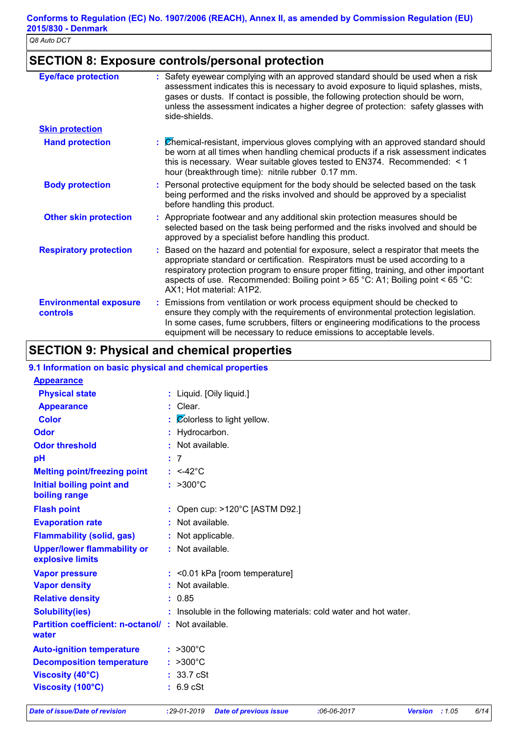## SECTION 8: Exposure controls/personal protection

**Eye/face protection** : Safety eyewear complying with an approved standard should be used when a risk assessment indicates this is necessary to avoid exposure to liquid splashes, mists, gases or dusts. If contact is possible, the following protection should be worn, unless the assessment indicates a higher degree of protection: safety glasses with side-shields.

**Skin protection**

**Hand protection** : Chemical-resistant, impervious gloves complying with an approved standard should be worn at all times when handling chemical products if a risk assessment indicates this is necessary. Wear suitable gloves tested to EN374. Recommended: < 1 hour (breakthrough time): nitrile rubber 0.17 mm.

**Body protection** : Personal protective equipment for the body should be selected based on the task being performed and the risks involved and should be approved by a specialist before handling this product.

**Other skin protection** : Appropriate footwear and any additional skin protection measures should be selected based on the task being performed and the risks involved and should be approved by a specialist before handling this product.

**Respiratory protection** : Based on the hazard and potential for exposure, select a respirator that meets the appropriate standard or certification. Respirators must be used according to a respiratory protection program to ensure proper fitting, training, and other important aspects of use. Recommended: Boiling point > 65 °C: A1; Boiling point < 65 °C: AX1; Hot material: A1P2.

**Environmental exposure controls** : Emissions from ventilation or work process equipment should be checked to ensure they comply with the requirements of environmental protection legislation. In some cases, fume scrubbers, filters or engineering modifications to the process equipment will be necessary to reduce emissions to acceptable levels.

## SECTION 9: Physical and chemical properties

### 9.1 Information on basic physical and chemical properties

**Appearance**

| | |
|---|---|
| **Physical state** | : Liquid. [Oily liquid.] |
| **Appearance** | : Clear. |
| **Color** | : Colorless to light yellow. |
| **Odor** | : Hydrocarbon. |
| **Odor threshold** | : Not available. |
| **pH** | : 7 |
| **Melting point/freezing point** | : <-42°C |
| **Initial boiling point and boiling range** | : >300°C |
| **Flash point** | : Open cup: >120°C [ASTM D92.] |
| **Evaporation rate** | : Not available. |
| **Flammability (solid, gas)** | : Not applicable. |
| **Upper/lower flammability or explosive limits** | : Not available. |
| **Vapor pressure** | : <0.01 kPa [room temperature] |
| **Vapor density** | : Not available. |
| **Relative density** | : 0.85 |
| **Solubility(ies)** | : Insoluble in the following materials: cold water and hot water. |
| **Partition coefficient: n-octanol/ water** | : Not available. |
| **Auto-ignition temperature** | : >300°C |
| **Decomposition temperature** | : >300°C |
| **Viscosity (40°C)** | : 33.7 cSt |
| **Viscosity (100°C)** | : 6.9 cSt |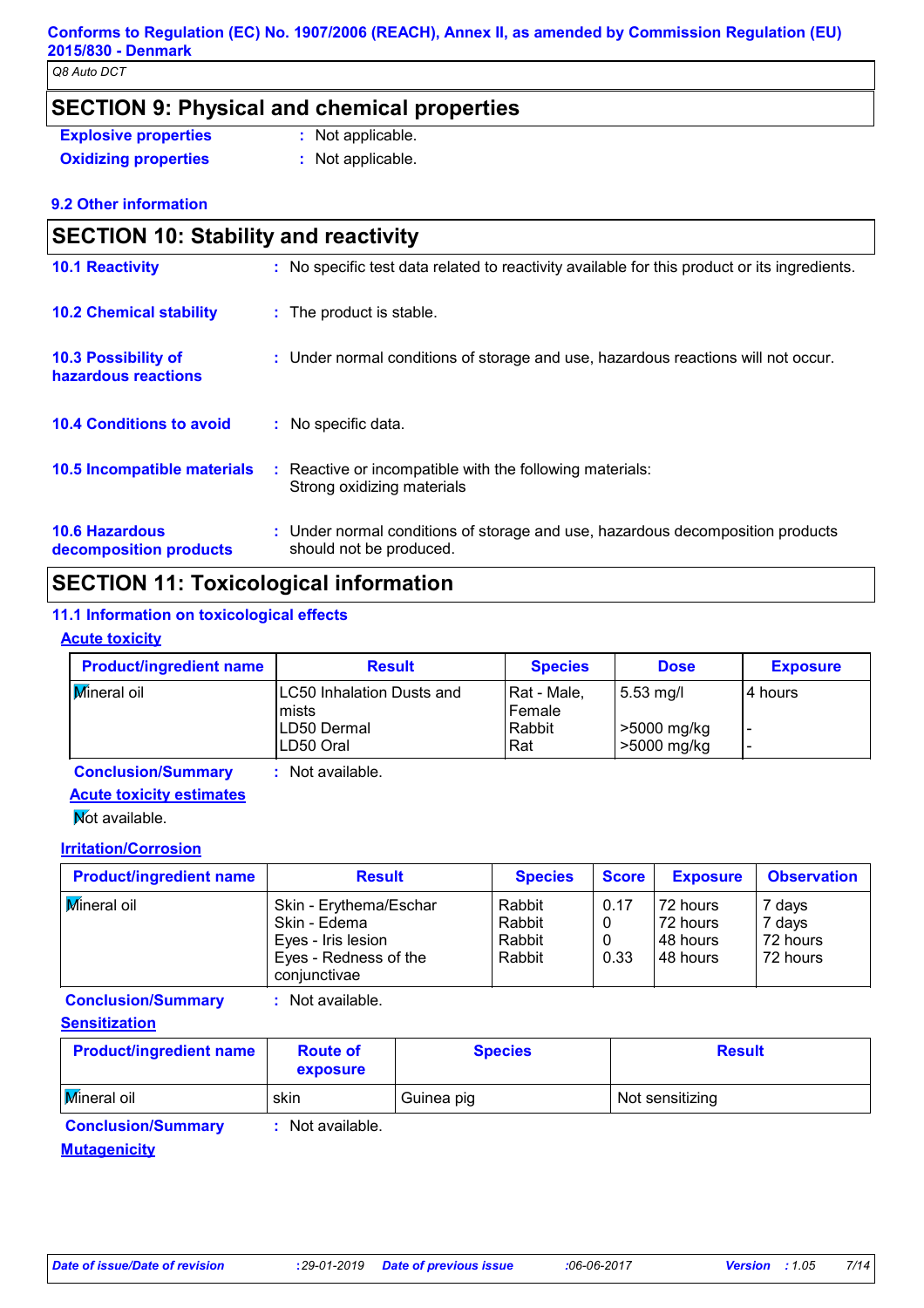## SECTION 9: Physical and chemical properties

**Explosive properties** : Not applicable.

**Oxidizing properties** : Not applicable.

### 9.2 Other information

## SECTION 10: Stability and reactivity

**10.1 Reactivity** : No specific test data related to reactivity available for this product or its ingredients.

**10.2 Chemical stability** : The product is stable.

**10.3 Possibility of hazardous reactions** : Under normal conditions of storage and use, hazardous reactions will not occur.

**10.4 Conditions to avoid** : No specific data.

**10.5 Incompatible materials** : Reactive or incompatible with the following materials:
Strong oxidizing materials

**10.6 Hazardous decomposition products** : Under normal conditions of storage and use, hazardous decomposition products should not be produced.

## SECTION 11: Toxicological information

### 11.1 Information on toxicological effects

**Acute toxicity**

| Product/ingredient name | Result | Species | Dose | Exposure |
|---|---|---|---|---|
| Mineral oil | LC50 Inhalation Dusts and mists | Rat - Male, Female | 5.53 mg/l | 4 hours |
| | LD50 Dermal | Rabbit | >5000 mg/kg | - |
| | LD50 Oral | Rat | >5000 mg/kg | - |

**Conclusion/Summary** : Not available.

**Acute toxicity estimates**

Not available.

**Irritation/Corrosion**

| Product/ingredient name | Result | Species | Score | Exposure | Observation |
|---|---|---|---|---|---|
| Mineral oil | Skin - Erythema/Eschar | Rabbit | 0.17 | 72 hours | 7 days |
| | Skin - Edema | Rabbit | 0 | 72 hours | 7 days |
| | Eyes - Iris lesion | Rabbit | 0 | 48 hours | 72 hours |
| | Eyes - Redness of the conjunctivae | Rabbit | 0.33 | 48 hours | 72 hours |

**Conclusion/Summary** : Not available.

**Sensitization**

| Product/ingredient name | Route of exposure | Species | Result |
|---|---|---|---|
| Mineral oil | skin | Guinea pig | Not sensitizing |

**Conclusion/Summary** : Not available.

**Mutagenicity**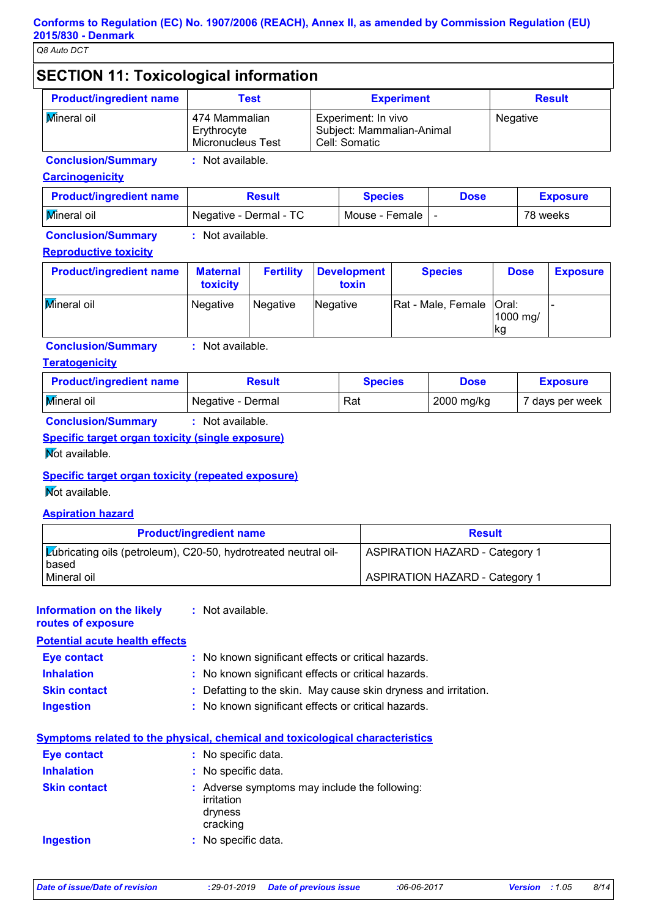## SECTION 11: Toxicological information

| Product/ingredient name | Test | Experiment | Result |
|---|---|---|---|
| Mineral oil | 474 Mammalian Erythrocyte Micronucleus Test | Experiment: In vivo Subject: Mammalian-Animal Cell: Somatic | Negative |

**Conclusion/Summary** : Not available.

**Carcinogenicity**

| Product/ingredient name | Result | Species | Dose | Exposure |
|---|---|---|---|---|
| Mineral oil | Negative - Dermal - TC | Mouse - Female | - | 78 weeks |

**Conclusion/Summary** : Not available.

**Reproductive toxicity**

| Product/ingredient name | Maternal toxicity | Fertility | Development toxin | Species | Dose | Exposure |
|---|---|---|---|---|---|---|
| Mineral oil | Negative | Negative | Negative | Rat - Male, Female | Oral: 1000 mg/kg | - |

**Conclusion/Summary** : Not available.

**Teratogenicity**

| Product/ingredient name | Result | Species | Dose | Exposure |
|---|---|---|---|---|
| Mineral oil | Negative - Dermal | Rat | 2000 mg/kg | 7 days per week |

**Conclusion/Summary** : Not available.

**Specific target organ toxicity (single exposure)**

Not available.

**Specific target organ toxicity (repeated exposure)**

Not available.

**Aspiration hazard**

| Product/ingredient name | Result |
|---|---|
| Lubricating oils (petroleum), C20-50, hydrotreated neutral oil-based | ASPIRATION HAZARD - Category 1 |
| Mineral oil | ASPIRATION HAZARD - Category 1 |

**Information on the likely routes of exposure** : Not available.

**Potential acute health effects**

**Eye contact** : No known significant effects or critical hazards.

**Inhalation** : No known significant effects or critical hazards.

**Skin contact** : Defatting to the skin. May cause skin dryness and irritation.

**Ingestion** : No known significant effects or critical hazards.

**Symptoms related to the physical, chemical and toxicological characteristics**

**Eye contact** : No specific data.

**Inhalation** : No specific data.

**Skin contact** : Adverse symptoms may include the following:
irritation
dryness
cracking

**Ingestion** : No specific data.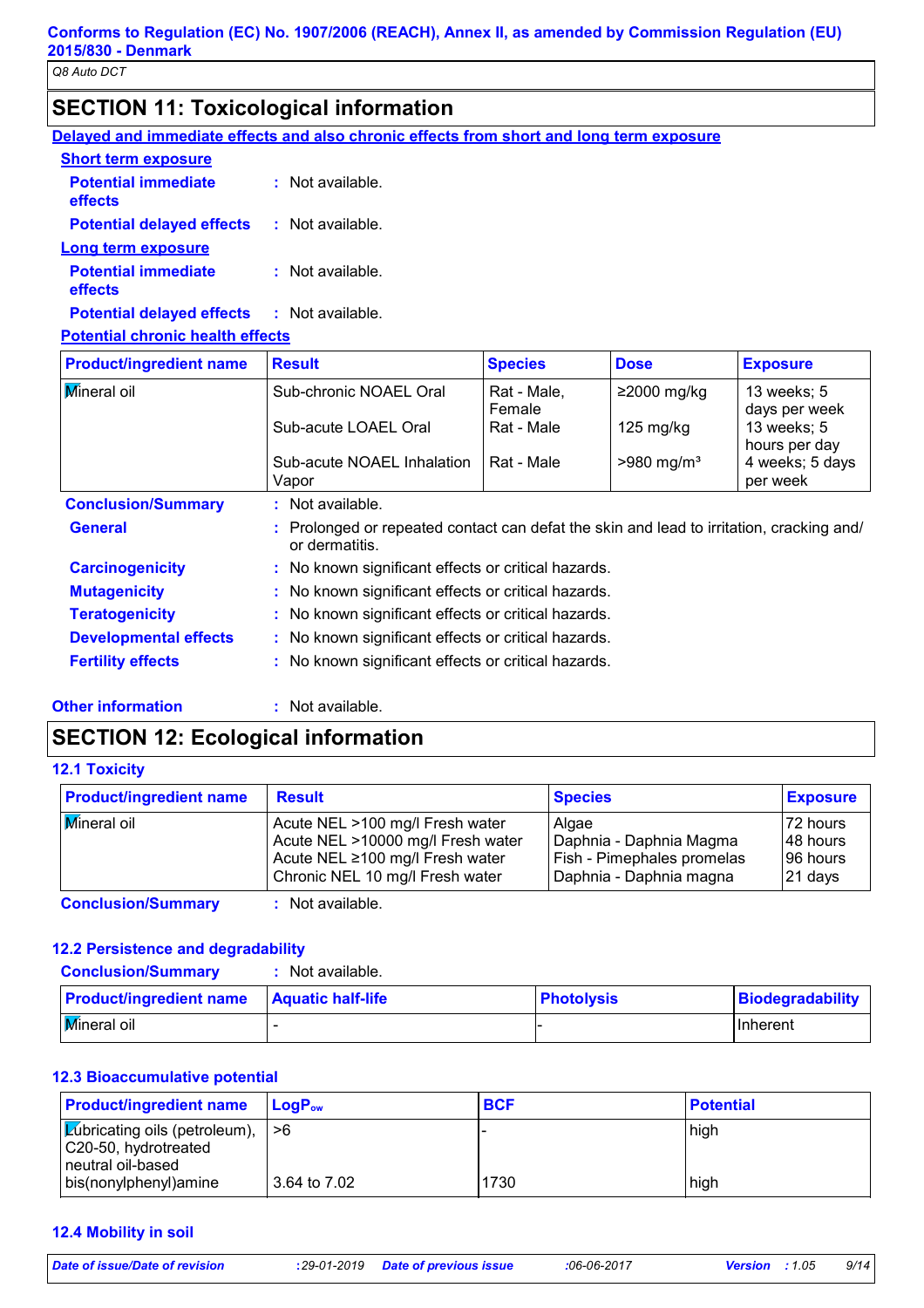## SECTION 11: Toxicological information

**Delayed and immediate effects and also chronic effects from short and long term exposure**

**Short term exposure**

**Potential immediate effects** : Not available.

**Potential delayed effects** : Not available.

**Long term exposure**

**Potential immediate effects** : Not available.

**Potential delayed effects** : Not available.

**Potential chronic health effects**

| Product/ingredient name | Result | Species | Dose | Exposure |
|---|---|---|---|---|
| Mineral oil | Sub-chronic NOAEL Oral | Rat - Male, Female | ≥2000 mg/kg | 13 weeks; 5 days per week |
| | Sub-acute LOAEL Oral | Rat - Male | 125 mg/kg | 13 weeks; 5 hours per day |
| | Sub-acute NOAEL Inhalation Vapor | Rat - Male | >980 mg/m³ | 4 weeks; 5 days per week |

**Conclusion/Summary** : Not available.

**General** : Prolonged or repeated contact can defat the skin and lead to irritation, cracking and/or dermatitis.

**Carcinogenicity** : No known significant effects or critical hazards.

**Mutagenicity** : No known significant effects or critical hazards.

**Teratogenicity** : No known significant effects or critical hazards.

**Developmental effects** : No known significant effects or critical hazards.

**Fertility effects** : No known significant effects or critical hazards.

**Other information** : Not available.

## SECTION 12: Ecological information

### 12.1 Toxicity

| Product/ingredient name | Result | Species | Exposure |
|---|---|---|---|
| Mineral oil | Acute NEL >100 mg/l Fresh water | Algae | 72 hours |
| | Acute NEL >10000 mg/l Fresh water | Daphnia - Daphnia Magma | 48 hours |
| | Acute NEL ≥100 mg/l Fresh water | Fish - Pimephales promelas | 96 hours |
| | Chronic NEL 10 mg/l Fresh water | Daphnia - Daphnia magna | 21 days |

**Conclusion/Summary** : Not available.

### 12.2 Persistence and degradability

**Conclusion/Summary** : Not available.

| Product/ingredient name | Aquatic half-life | Photolysis | Biodegradability |
|---|---|---|---|
| Mineral oil | - | - | Inherent |

### 12.3 Bioaccumulative potential

| Product/ingredient name | $LogP_{ow}$ | BCF | Potential |
|---|---|---|---|
| Lubricating oils (petroleum), C20-50, hydrotreated neutral oil-based | >6 | - | high |
| bis(nonylphenyl)amine | 3.64 to 7.02 | 1730 | high |

### 12.4 Mobility in soil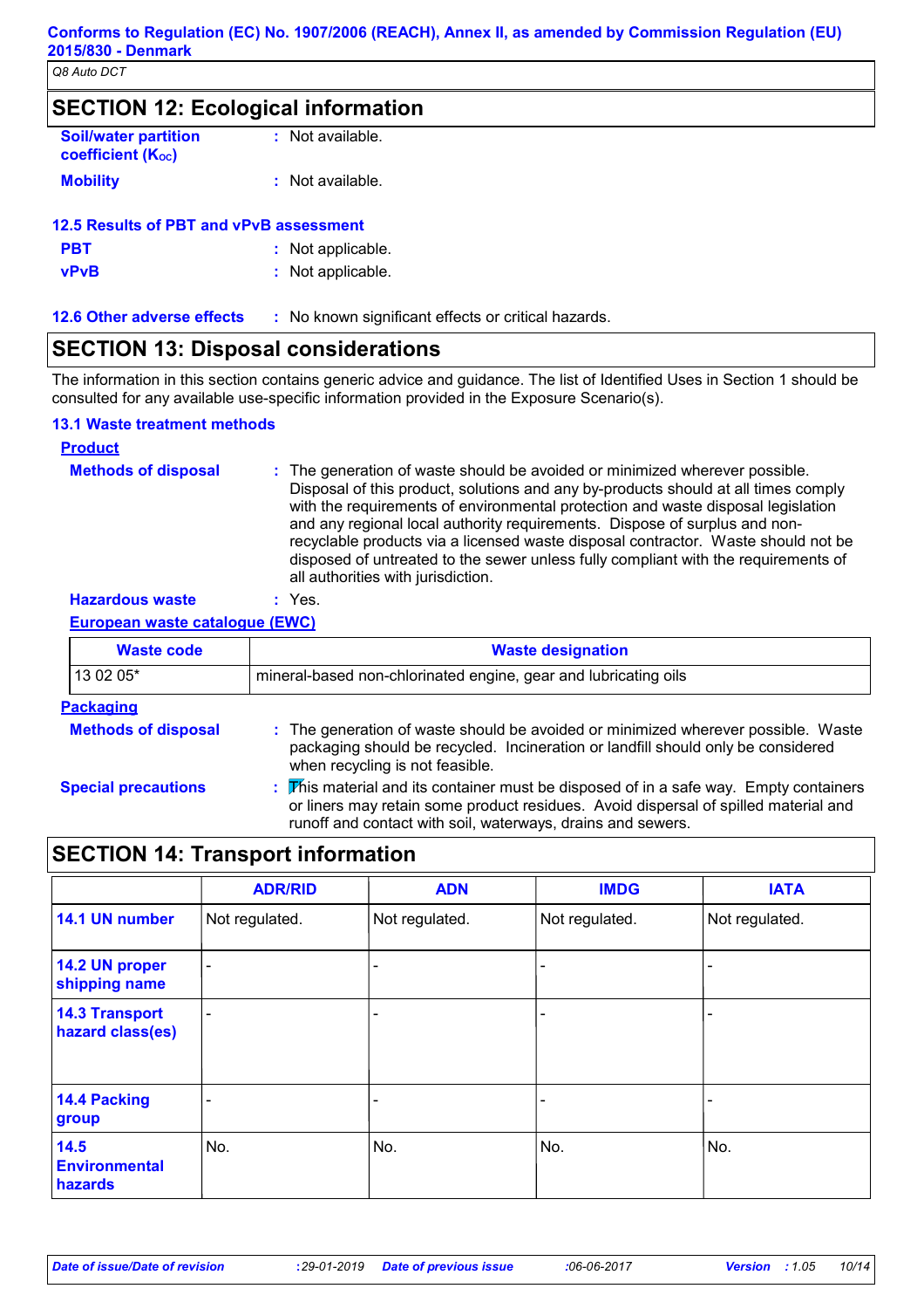## SECTION 12: Ecological information

**Soil/water partition coefficient ($K_{OC}$)** : Not available.

**Mobility** : Not available.

### 12.5 Results of PBT and vPvB assessment

**PBT** : Not applicable.

**vPvB** : Not applicable.

**12.6 Other adverse effects** : No known significant effects or critical hazards.

## SECTION 13: Disposal considerations

The information in this section contains generic advice and guidance. The list of Identified Uses in Section 1 should be consulted for any available use-specific information provided in the Exposure Scenario(s).

### 13.1 Waste treatment methods

**Product**

**Methods of disposal** : The generation of waste should be avoided or minimized wherever possible. Disposal of this product, solutions and any by-products should at all times comply with the requirements of environmental protection and waste disposal legislation and any regional local authority requirements. Dispose of surplus and non-recyclable products via a licensed waste disposal contractor. Waste should not be disposed of untreated to the sewer unless fully compliant with the requirements of all authorities with jurisdiction.

**Hazardous waste** : Yes.

**European waste catalogue (EWC)**

| Waste code | Waste designation |
|---|---|
| 13 02 05* | mineral-based non-chlorinated engine, gear and lubricating oils |

**Packaging**

**Methods of disposal** : The generation of waste should be avoided or minimized wherever possible. Waste packaging should be recycled. Incineration or landfill should only be considered when recycling is not feasible.

**Special precautions** : This material and its container must be disposed of in a safe way. Empty containers or liners may retain some product residues. Avoid dispersal of spilled material and runoff and contact with soil, waterways, drains and sewers.

## SECTION 14: Transport information

| | ADR/RID | ADN | IMDG | IATA |
|---|---|---|---|---|
| **14.1 UN number** | Not regulated. | Not regulated. | Not regulated. | Not regulated. |
| **14.2 UN proper shipping name** | - | - | - | - |
| **14.3 Transport hazard class(es)** | - | - | - | - |
| **14.4 Packing group** | - | - | - | - |
| **14.5 Environmental hazards** | No. | No. | No. | No. |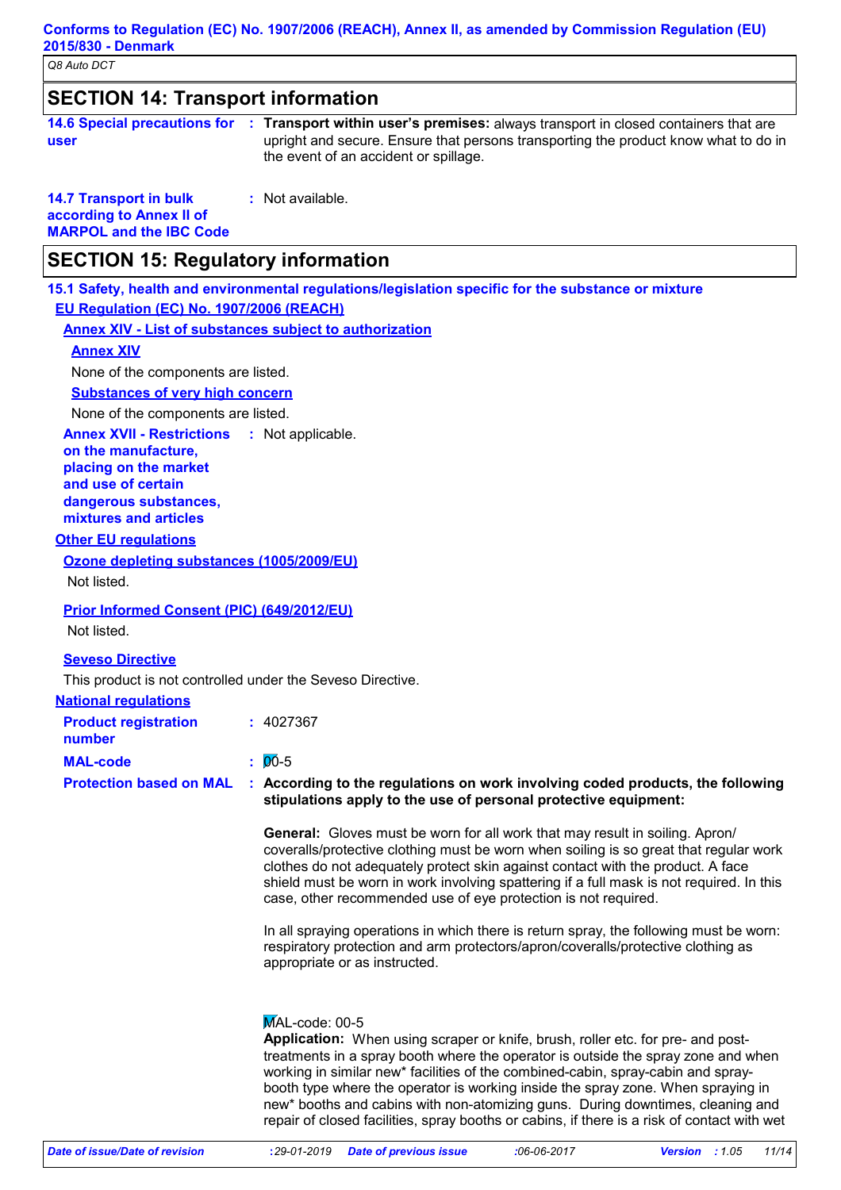## SECTION 14: Transport information

**14.6 Special precautions for user** : **Transport within user's premises:** always transport in closed containers that are upright and secure. Ensure that persons transporting the product know what to do in the event of an accident or spillage.

**14.7 Transport in bulk according to Annex II of MARPOL and the IBC Code** : Not available.

## SECTION 15: Regulatory information

### 15.1 Safety, health and environmental regulations/legislation specific for the substance or mixture

**EU Regulation (EC) No. 1907/2006 (REACH)**

**Annex XIV - List of substances subject to authorization**

**Annex XIV**

None of the components are listed.

**Substances of very high concern**

None of the components are listed.

**Annex XVII - Restrictions on the manufacture, placing on the market and use of certain dangerous substances, mixtures and articles** : Not applicable.

**Other EU regulations**

**Ozone depleting substances (1005/2009/EU)**

Not listed.

**Prior Informed Consent (PIC) (649/2012/EU)**

Not listed.

**Seveso Directive**

This product is not controlled under the Seveso Directive.

**National regulations**

**Product registration number** : 4027367

**MAL-code** : 00-5

**Protection based on MAL** : **According to the regulations on work involving coded products, the following stipulations apply to the use of personal protective equipment:**

**General:** Gloves must be worn for all work that may result in soiling. Apron/ coveralls/protective clothing must be worn when soiling is so great that regular work clothes do not adequately protect skin against contact with the product. A face shield must be worn in work involving spattering if a full mask is not required. In this case, other recommended use of eye protection is not required.

In all spraying operations in which there is return spray, the following must be worn: respiratory protection and arm protectors/apron/coveralls/protective clothing as appropriate or as instructed.

MAL-code: 00-5
**Application:** When using scraper or knife, brush, roller etc. for pre- and post-treatments in a spray booth where the operator is outside the spray zone and when working in similar new* facilities of the combined-cabin, spray-cabin and spray-booth type where the operator is working inside the spray zone. When spraying in new* booths and cabins with non-atomizing guns. During downtimes, cleaning and repair of closed facilities, spray booths or cabins, if there is a risk of contact with wet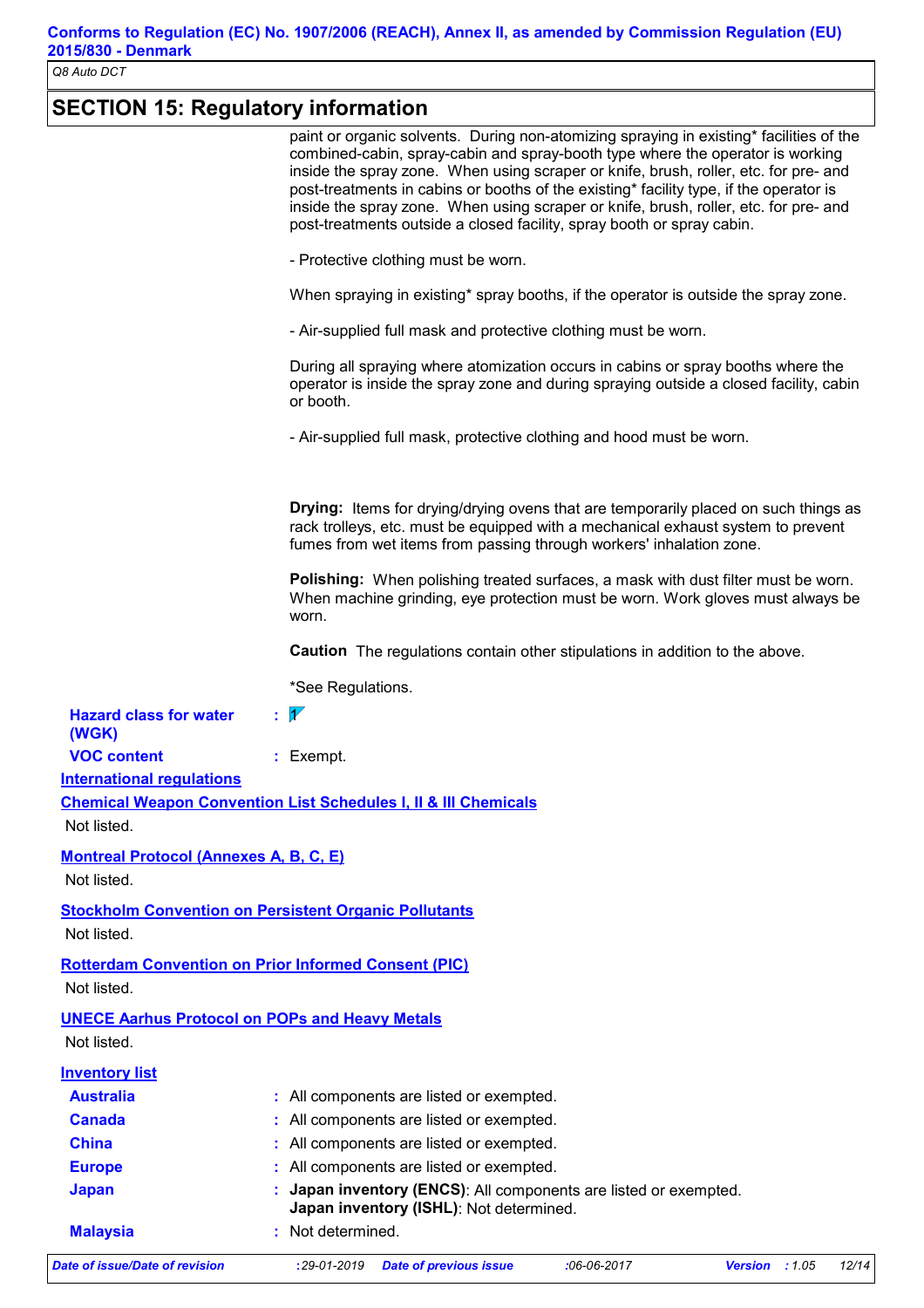## SECTION 15: Regulatory information

paint or organic solvents. During non-atomizing spraying in existing* facilities of the combined-cabin, spray-cabin and spray-booth type where the operator is working inside the spray zone. When using scraper or knife, brush, roller, etc. for pre- and post-treatments in cabins or booths of the existing* facility type, if the operator is inside the spray zone. When using scraper or knife, brush, roller, etc. for pre- and post-treatments outside a closed facility, spray booth or spray cabin.

- Protective clothing must be worn.

When spraying in existing* spray booths, if the operator is outside the spray zone.

- Air-supplied full mask and protective clothing must be worn.

During all spraying where atomization occurs in cabins or spray booths where the operator is inside the spray zone and during spraying outside a closed facility, cabin or booth.

- Air-supplied full mask, protective clothing and hood must be worn.

**Drying:** Items for drying/drying ovens that are temporarily placed on such things as rack trolleys, etc. must be equipped with a mechanical exhaust system to prevent fumes from wet items from passing through workers' inhalation zone.

**Polishing:** When polishing treated surfaces, a mask with dust filter must be worn. When machine grinding, eye protection must be worn. Work gloves must always be worn.

**Caution** The regulations contain other stipulations in addition to the above.

*See Regulations.

**Hazard class for water (WGK)** : 1

**VOC content** : Exempt.

### International regulations

**Chemical Weapon Convention List Schedules I, II & III Chemicals**

Not listed.

**Montreal Protocol (Annexes A, B, C, E)**

Not listed.

**Stockholm Convention on Persistent Organic Pollutants**

Not listed.

**Rotterdam Convention on Prior Informed Consent (PIC)**

Not listed.

**UNECE Aarhus Protocol on POPs and Heavy Metals**

Not listed.

### Inventory list

**Australia** : All components are listed or exempted.

**Canada** : All components are listed or exempted.

**China** : All components are listed or exempted.

**Europe** : All components are listed or exempted.

**Japan** : **Japan inventory (ENCS)**: All components are listed or exempted.
**Japan inventory (ISHL)**: Not determined.

**Malaysia** : Not determined.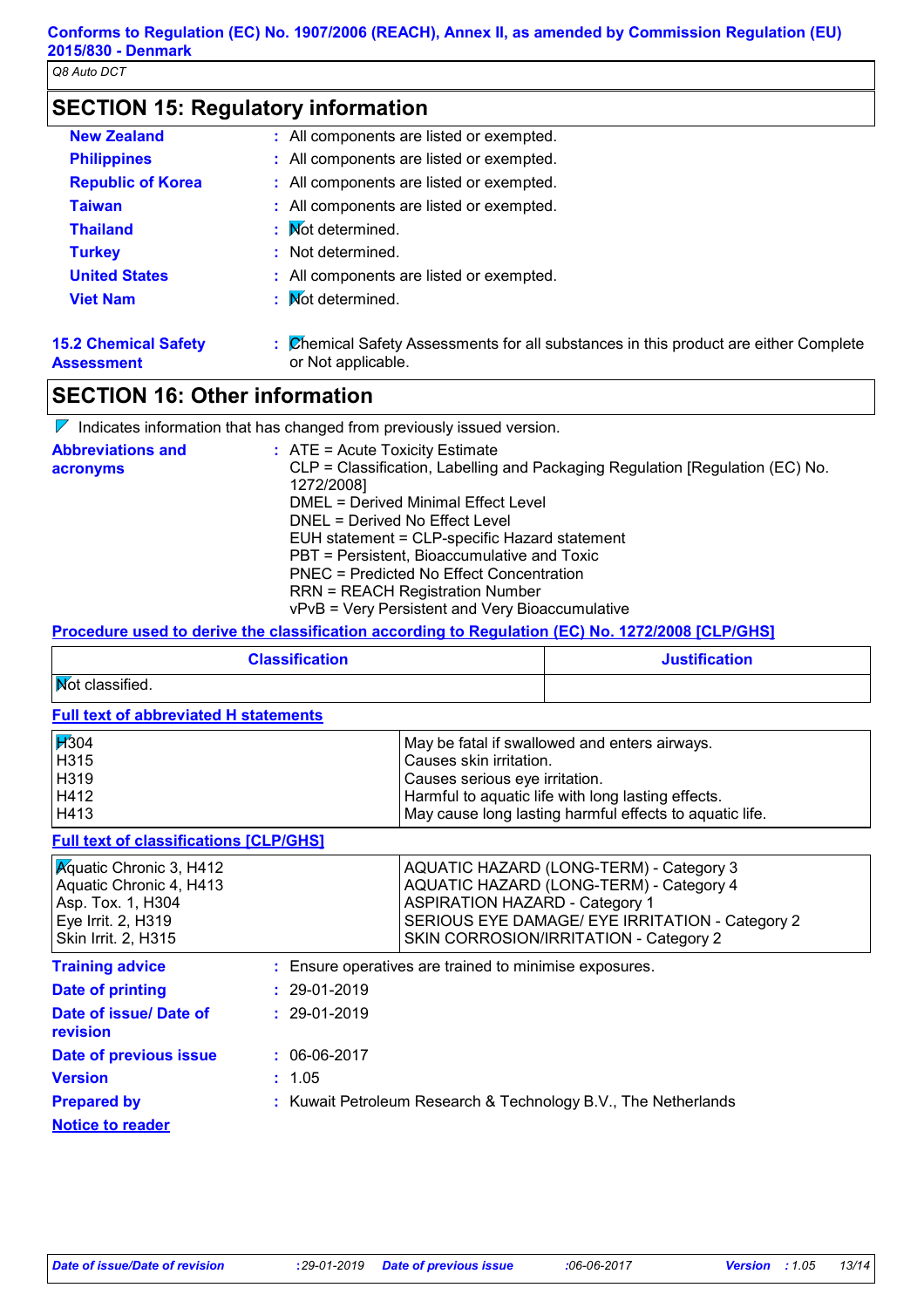## SECTION 15: Regulatory information

| | |
|---|---|
| **New Zealand** | : All components are listed or exempted. |
| **Philippines** | : All components are listed or exempted. |
| **Republic of Korea** | : All components are listed or exempted. |
| **Taiwan** | : All components are listed or exempted. |
| **Thailand** | : Not determined. |
| **Turkey** | : Not determined. |
| **United States** | : All components are listed or exempted. |
| **Viet Nam** | : Not determined. |

**15.2 Chemical Safety Assessment** : Chemical Safety Assessments for all substances in this product are either Complete or Not applicable.

## SECTION 16: Other information

Indicates information that has changed from previously issued version.

**Abbreviations and acronyms** :
ATE = Acute Toxicity Estimate
CLP = Classification, Labelling and Packaging Regulation [Regulation (EC) No. 1272/2008]
DMEL = Derived Minimal Effect Level
DNEL = Derived No Effect Level
EUH statement = CLP-specific Hazard statement
PBT = Persistent, Bioaccumulative and Toxic
PNEC = Predicted No Effect Concentration
RRN = REACH Registration Number
vPvB = Very Persistent and Very Bioaccumulative

**Procedure used to derive the classification according to Regulation (EC) No. 1272/2008 [CLP/GHS]**

| Classification | Justification |
|---|---|
| Not classified. | |

**Full text of abbreviated H statements**

| | |
|---|---|
| H304 | May be fatal if swallowed and enters airways. |
| H315 | Causes skin irritation. |
| H319 | Causes serious eye irritation. |
| H412 | Harmful to aquatic life with long lasting effects. |
| H413 | May cause long lasting harmful effects to aquatic life. |

**Full text of classifications [CLP/GHS]**

| | |
|---|---|
| Aquatic Chronic 3, H412 | AQUATIC HAZARD (LONG-TERM) - Category 3 |
| Aquatic Chronic 4, H413 | AQUATIC HAZARD (LONG-TERM) - Category 4 |
| Asp. Tox. 1, H304 | ASPIRATION HAZARD - Category 1 |
| Eye Irrit. 2, H319 | SERIOUS EYE DAMAGE/ EYE IRRITATION - Category 2 |
| Skin Irrit. 2, H315 | SKIN CORROSION/IRRITATION - Category 2 |

**Training advice** : Ensure operatives are trained to minimise exposures.

**Date of printing** : 29-01-2019

**Date of issue/ Date of revision** : 29-01-2019

**Date of previous issue** : 06-06-2017

**Version** : 1.05

**Prepared by** : Kuwait Petroleum Research & Technology B.V., The Netherlands

**Notice to reader**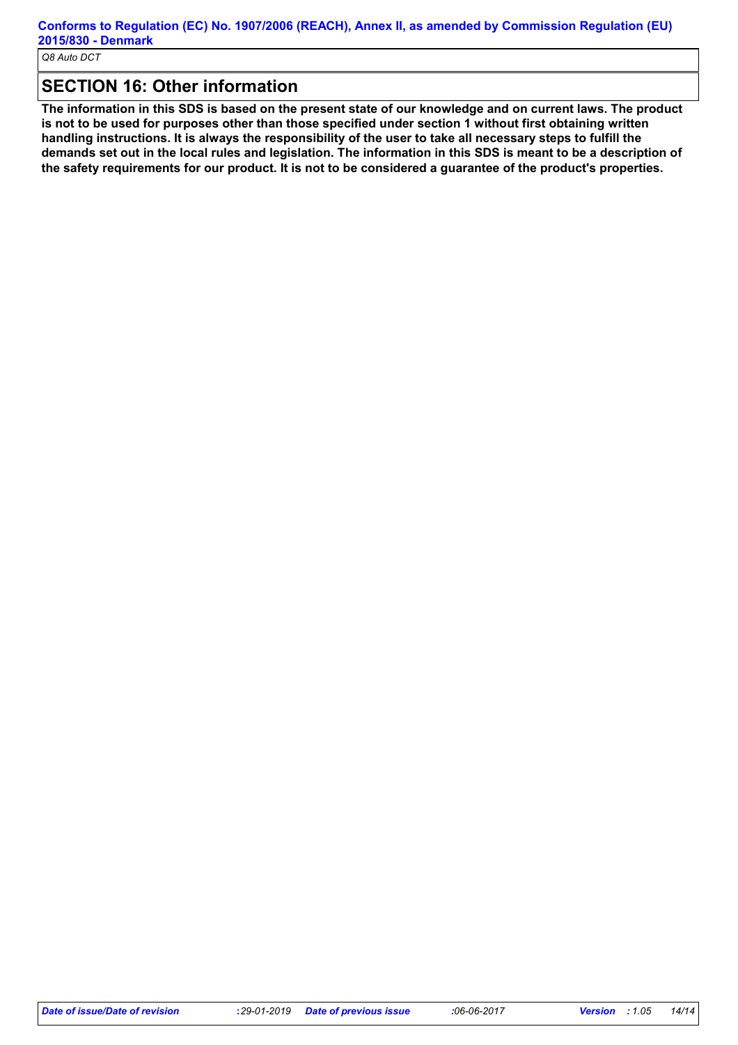## SECTION 16: Other information

**The information in this SDS is based on the present state of our knowledge and on current laws. The product is not to be used for purposes other than those specified under section 1 without first obtaining written handling instructions. It is always the responsibility of the user to take all necessary steps to fulfill the demands set out in the local rules and legislation. The information in this SDS is meant to be a description of the safety requirements for our product. It is not to be considered a guarantee of the product's properties.**